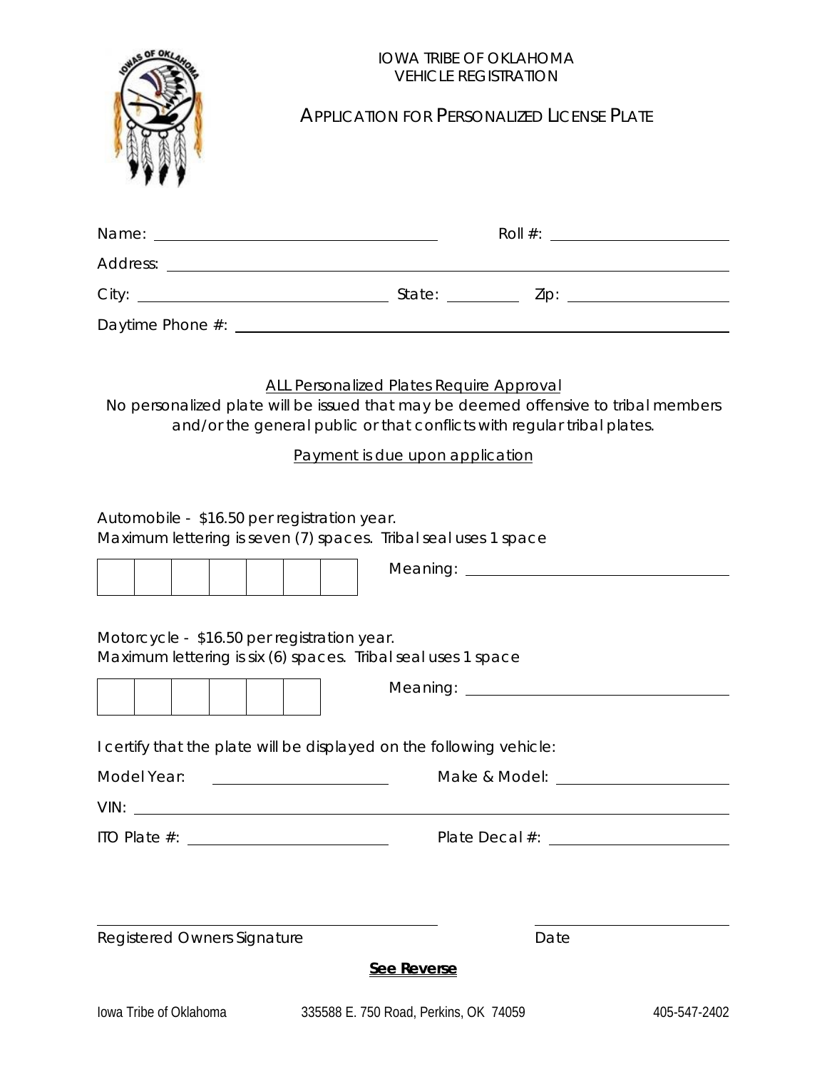# IOWA TRIBE OF OKLAHOMA
## VEHICLE REGISTRATION

## APPLICATION FOR PERSONALIZED LICENSE PLATE

Name: ______________________________ Roll #: ____________________

Address: ____________________________________________________________

City: ____________________________ State: __________ Zip: ____________________

Daytime Phone #: ____________________________________________________________

ALL Personalized Plates Require Approval

No personalized plate will be issued that may be deemed offensive to tribal members and/or the general public or that conflicts with regular tribal plates.

Payment is due upon application

Automobile - $16.50 per registration year.
Maximum lettering is seven (7) spaces. Tribal seal uses 1 space

| | | | | | | |
|---|---|---|---|---|---|---|
| | | | | | | |

Meaning: ______________________________

Motorcycle - $16.50 per registration year.
Maximum lettering is six (6) spaces. Tribal seal uses 1 space

| | | | | | |
|---|---|---|---|---|---|
| | | | | | |

Meaning: ______________________________

I certify that the plate will be displayed on the following vehicle:

Model Year: ____________________ Make & Model: ____________________

VIN: ____________________________________________________________

ITO Plate #: ____________________ Plate Decal #: ____________________

______________________________ ____________________

Registered Owners Signature Date

**See Reverse**

Iowa Tribe of Oklahoma 335588 E. 750 Road, Perkins, OK 74059 405-547-2402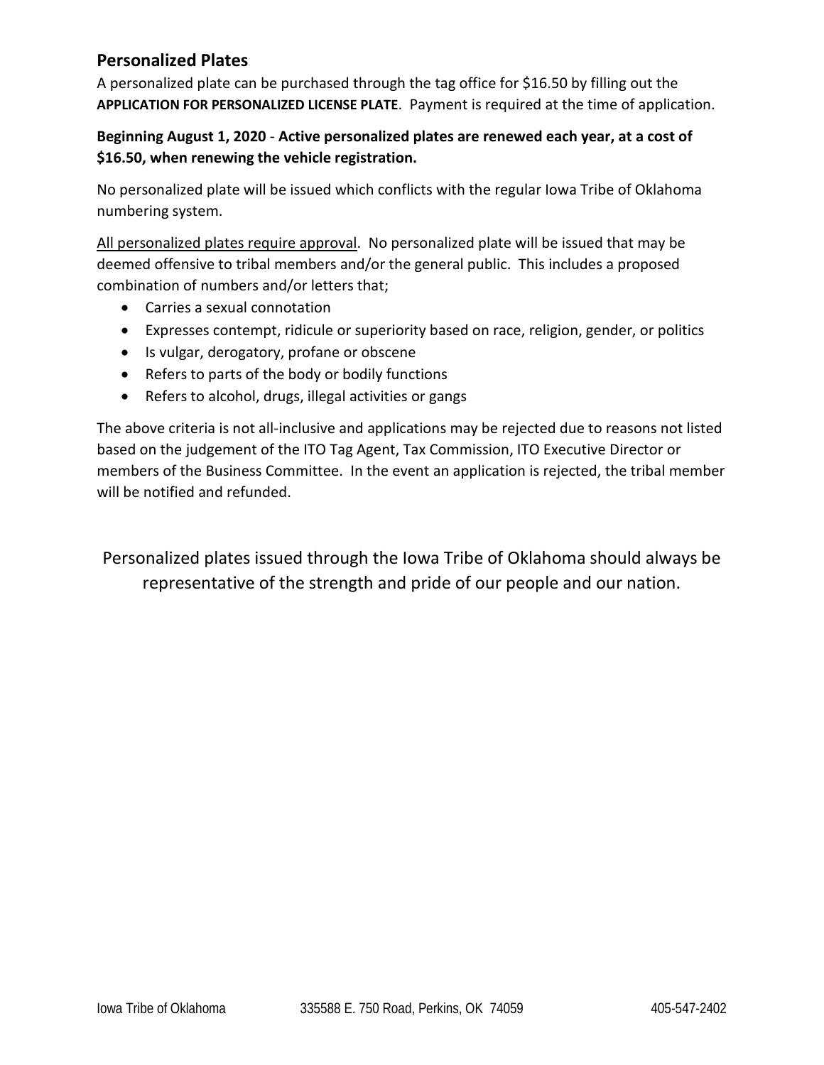## Personalized Plates

A personalized plate can be purchased through the tag office for $16.50 by filling out the **APPLICATION FOR PERSONALIZED LICENSE PLATE**. Payment is required at the time of application.

**Beginning August 1, 2020 - Active personalized plates are renewed each year, at a cost of $16.50, when renewing the vehicle registration.**

No personalized plate will be issued which conflicts with the regular Iowa Tribe of Oklahoma numbering system.

<u>All personalized plates require approval</u>. No personalized plate will be issued that may be deemed offensive to tribal members and/or the general public. This includes a proposed combination of numbers and/or letters that;

- Carries a sexual connotation
- Expresses contempt, ridicule or superiority based on race, religion, gender, or politics
- Is vulgar, derogatory, profane or obscene
- Refers to parts of the body or bodily functions
- Refers to alcohol, drugs, illegal activities or gangs

The above criteria is not all-inclusive and applications may be rejected due to reasons not listed based on the judgement of the ITO Tag Agent, Tax Commission, ITO Executive Director or members of the Business Committee. In the event an application is rejected, the tribal member will be notified and refunded.

Personalized plates issued through the Iowa Tribe of Oklahoma should always be representative of the strength and pride of our people and our nation.